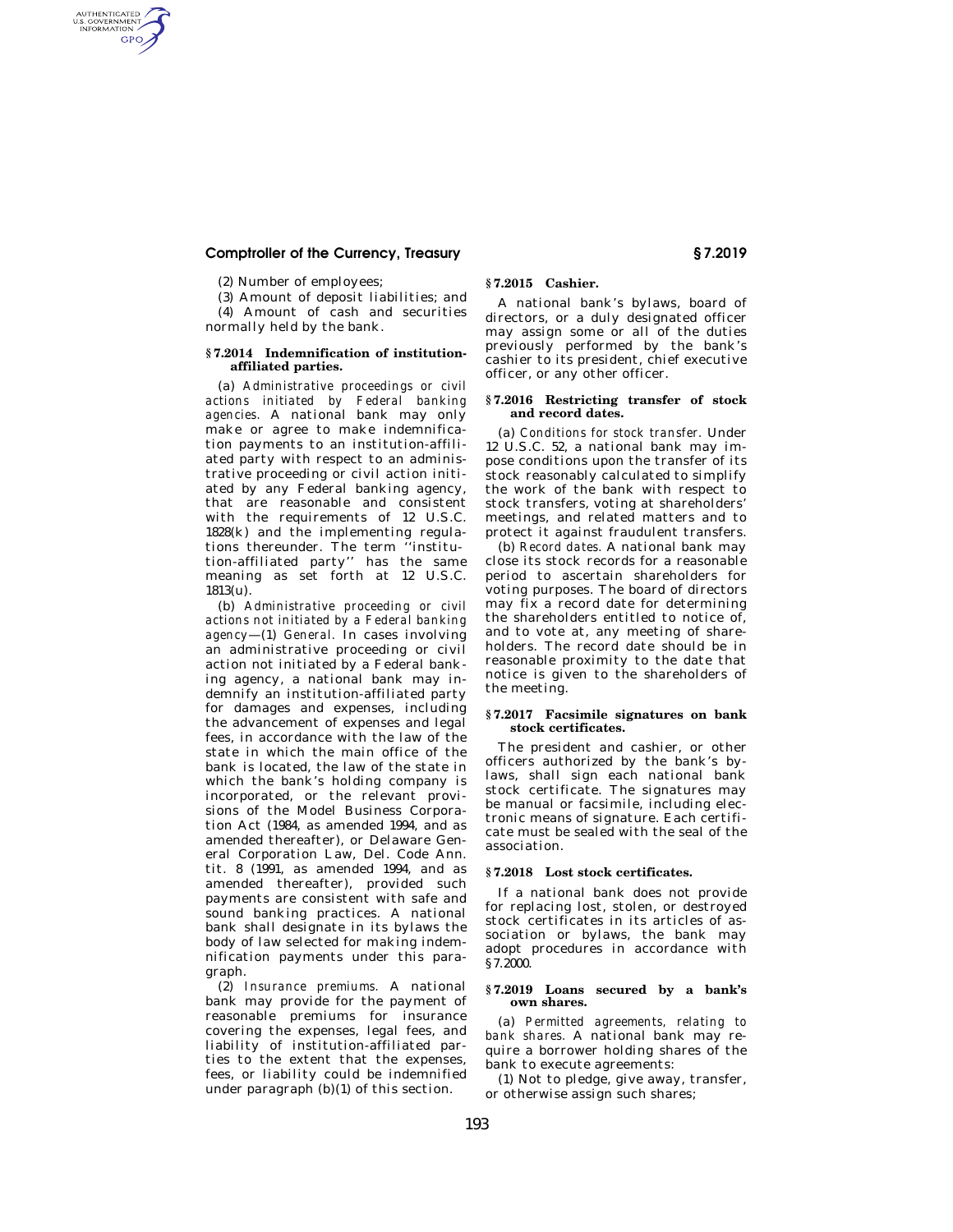(2) Number of employees;

(3) Amount of deposit liabilities; and

(4) Amount of cash and securities normally held by the bank.

### § 7.2014 Indemnification of institution-affiliated parties.

(a) *Administrative proceedings or civil actions initiated by Federal banking agencies.* A national bank may only make or agree to make indemnification payments to an institution-affiliated party with respect to an administrative proceeding or civil action initiated by any Federal banking agency, that are reasonable and consistent with the requirements of 12 U.S.C. 1828(k) and the implementing regulations thereunder. The term ''institution-affiliated party'' has the same meaning as set forth at 12 U.S.C. 1813(u).

(b) *Administrative proceeding or civil actions not initiated by a Federal banking agency*—(1) *General.* In cases involving an administrative proceeding or civil action not initiated by a Federal banking agency, a national bank may indemnify an institution-affiliated party for damages and expenses, including the advancement of expenses and legal fees, in accordance with the law of the state in which the main office of the bank is located, the law of the state in which the bank's holding company is incorporated, or the relevant provisions of the Model Business Corporation Act (1984, as amended 1994, and as amended thereafter), or Delaware General Corporation Law, Del. Code Ann. tit. 8 (1991, as amended 1994, and as amended thereafter), provided such payments are consistent with safe and sound banking practices. A national bank shall designate in its bylaws the body of law selected for making indemnification payments under this paragraph.

(2) *Insurance premiums.* A national bank may provide for the payment of reasonable premiums for insurance covering the expenses, legal fees, and liability of institution-affiliated parties to the extent that the expenses, fees, or liability could be indemnified under paragraph (b)(1) of this section.

### § 7.2015 Cashier.

A national bank's bylaws, board of directors, or a duly designated officer may assign some or all of the duties previously performed by the bank's cashier to its president, chief executive officer, or any other officer.

### § 7.2016 Restricting transfer of stock and record dates.

(a) *Conditions for stock transfer.* Under 12 U.S.C. 52, a national bank may impose conditions upon the transfer of its stock reasonably calculated to simplify the work of the bank with respect to stock transfers, voting at shareholders' meetings, and related matters and to protect it against fraudulent transfers.

(b) *Record dates.* A national bank may close its stock records for a reasonable period to ascertain shareholders for voting purposes. The board of directors may fix a record date for determining the shareholders entitled to notice of, and to vote at, any meeting of shareholders. The record date should be in reasonable proximity to the date that notice is given to the shareholders of the meeting.

### § 7.2017 Facsimile signatures on bank stock certificates.

The president and cashier, or other officers authorized by the bank's bylaws, shall sign each national bank stock certificate. The signatures may be manual or facsimile, including electronic means of signature. Each certificate must be sealed with the seal of the association.

### § 7.2018 Lost stock certificates.

If a national bank does not provide for replacing lost, stolen, or destroyed stock certificates in its articles of association or bylaws, the bank may adopt procedures in accordance with § 7.2000.

### § 7.2019 Loans secured by a bank's own shares.

(a) *Permitted agreements, relating to bank shares.* A national bank may require a borrower holding shares of the bank to execute agreements:

(1) Not to pledge, give away, transfer, or otherwise assign such shares;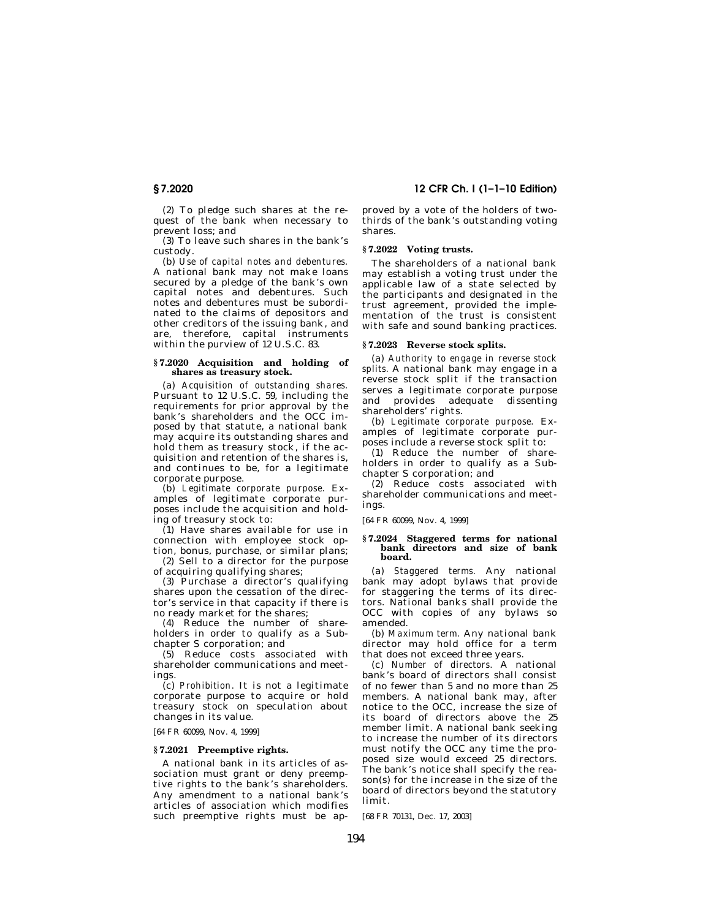(2) To pledge such shares at the request of the bank when necessary to prevent loss; and

(3) To leave such shares in the bank's custody.

(b) *Use of capital notes and debentures.* A national bank may not make loans secured by a pledge of the bank's own capital notes and debentures. Such notes and debentures must be subordinated to the claims of depositors and other creditors of the issuing bank, and are, therefore, capital instruments within the purview of 12 U.S.C. 83.

## § 7.2020 Acquisition and holding of shares as treasury stock.

(a) *Acquisition of outstanding shares.* Pursuant to 12 U.S.C. 59, including the requirements for prior approval by the bank's shareholders and the OCC imposed by that statute, a national bank may acquire its outstanding shares and hold them as treasury stock, if the acquisition and retention of the shares is, and continues to be, for a legitimate corporate purpose.

(b) *Legitimate corporate purpose.* Examples of legitimate corporate purposes include the acquisition and holding of treasury stock to:

(1) Have shares available for use in connection with employee stock option, bonus, purchase, or similar plans;

(2) Sell to a director for the purpose of acquiring qualifying shares;

(3) Purchase a director's qualifying shares upon the cessation of the director's service in that capacity if there is no ready market for the shares;

(4) Reduce the number of shareholders in order to qualify as a Subchapter S corporation; and

(5) Reduce costs associated with shareholder communications and meetings.

(c) *Prohibition.* It is not a legitimate corporate purpose to acquire or hold treasury stock on speculation about changes in its value.

[64 FR 60099, Nov. 4, 1999]

## § 7.2021 Preemptive rights.

A national bank in its articles of association must grant or deny preemptive rights to the bank's shareholders. Any amendment to a national bank's articles of association which modifies such preemptive rights must be approved by a vote of the holders of two-thirds of the bank's outstanding voting shares.

## § 7.2022 Voting trusts.

The shareholders of a national bank may establish a voting trust under the applicable law of a state selected by the participants and designated in the trust agreement, provided the implementation of the trust is consistent with safe and sound banking practices.

## § 7.2023 Reverse stock splits.

(a) *Authority to engage in reverse stock splits.* A national bank may engage in a reverse stock split if the transaction serves a legitimate corporate purpose and provides adequate dissenting shareholders' rights.

(b) *Legitimate corporate purpose.* Examples of legitimate corporate purposes include a reverse stock split to:

(1) Reduce the number of shareholders in order to qualify as a Subchapter S corporation; and

(2) Reduce costs associated with shareholder communications and meetings.

[64 FR 60099, Nov. 4, 1999]

## § 7.2024 Staggered terms for national bank directors and size of bank board.

(a) *Staggered terms.* Any national bank may adopt bylaws that provide for staggering the terms of its directors. National banks shall provide the OCC with copies of any bylaws so amended.

(b) *Maximum term.* Any national bank director may hold office for a term that does not exceed three years.

(c) *Number of directors.* A national bank's board of directors shall consist of no fewer than 5 and no more than 25 members. A national bank may, after notice to the OCC, increase the size of its board of directors above the 25 member limit. A national bank seeking to increase the number of its directors must notify the OCC any time the proposed size would exceed 25 directors. The bank's notice shall specify the reason(s) for the increase in the size of the board of directors beyond the statutory limit.

[68 FR 70131, Dec. 17, 2003]